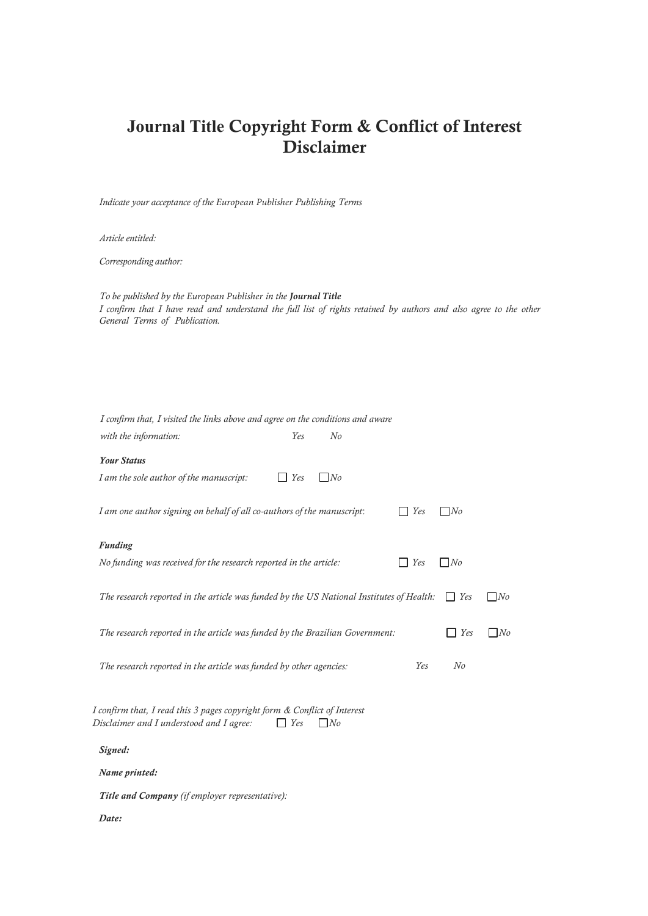# Journal Title Copyright Form & Conflict of Interest Disclaimer

*Indicate your acceptance of the European Publisher Publishing Terms*

*Article entitled:*

*Corresponding author:*

*To be published by the European Publisher in the* ***Journal Title***
*I confirm that I have read and understand the full list of rights retained by authors and also agree to the other General Terms of Publication.*

*I confirm that, I visited the links above and agree on the conditions and aware with the information:* *Yes* *No*

***Your Status***

*I am the sole author of the manuscript:* ☐ *Yes* ☐ *No*

*I am one author signing on behalf of all co-authors of the manuscript*: ☐ *Yes* ☐ *No*

***Funding***

*No funding was received for the research reported in the article:* ☐ *Yes* ☐ *No*

*The research reported in the article was funded by the US National Institutes of Health:* ☐ *Yes* ☐ *No*

*The research reported in the article was funded by the Brazilian Government:* ☐ *Yes* ☐ *No*

*The research reported in the article was funded by other agencies:* *Yes* *No*

*I confirm that, I read this 3 pages copyright form & Conflict of Interest Disclaimer and I understood and I agree:* ☐ *Yes* ☐ *No*

***Signed:***

***Name printed:***

***Title and Company*** *(if employer representative):*

***Date:***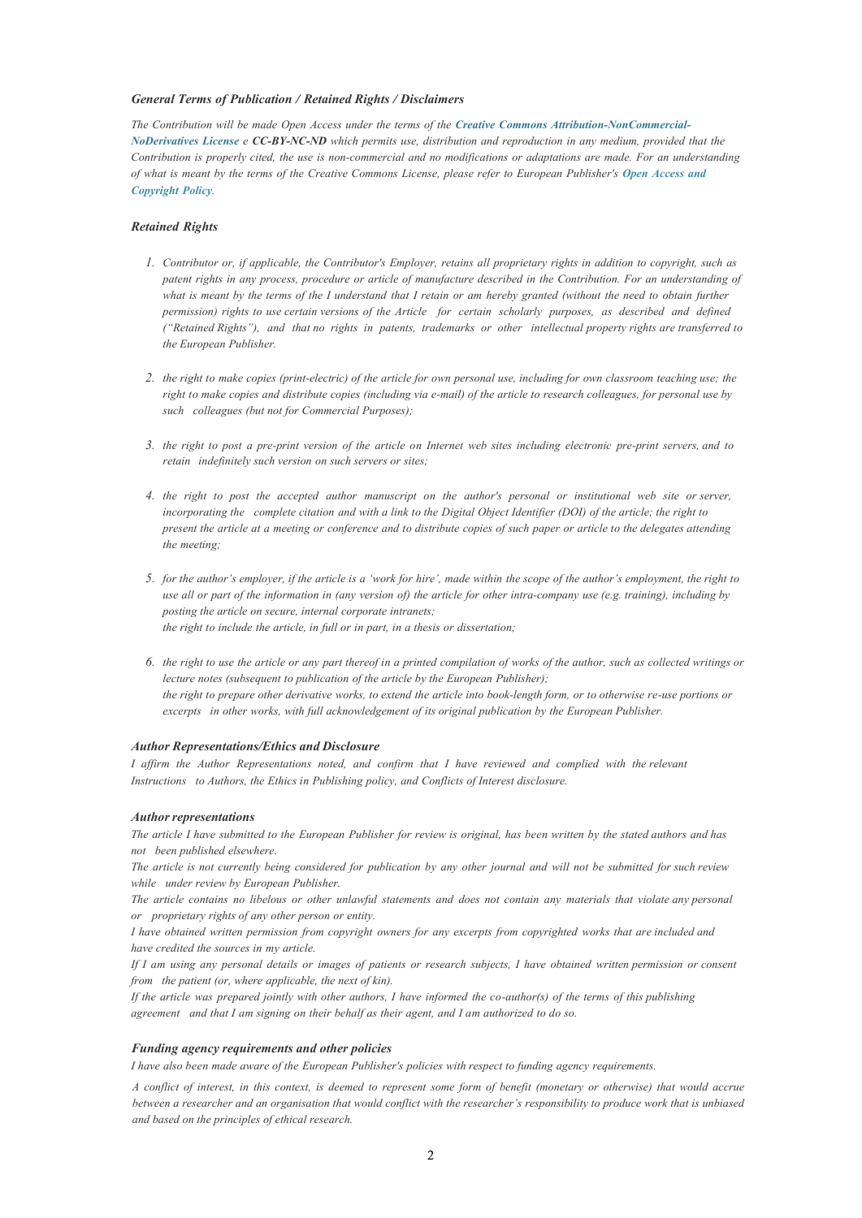### *General Terms of Publication / Retained Rights / Disclaimers*

*The Contribution will be made Open Access under the terms of the **Creative Commons Attribution-NonCommercial-NoDerivatives License** e **CC-BY-NC-ND** which permits use, distribution and reproduction in any medium, provided that the Contribution is properly cited, the use is non-commercial and no modifications or adaptations are made. For an understanding of what is meant by the terms of the Creative Commons License, please refer to European Publisher's **Open Access and Copyright Policy**.*

### *Retained Rights*

1. *Contributor or, if applicable, the Contributor's Employer, retains all proprietary rights in addition to copyright, such as patent rights in any process, procedure or article of manufacture described in the Contribution. For an understanding of what is meant by the terms of the I understand that I retain or am hereby granted (without the need to obtain further permission) rights to use certain versions of the Article for certain scholarly purposes, as described and defined ("Retained Rights"), and that no rights in patents, trademarks or other intellectual property rights are transferred to the European Publisher.*

2. *the right to make copies (print-electric) of the article for own personal use, including for own classroom teaching use; the right to make copies and distribute copies (including via e-mail) of the article to research colleagues, for personal use by such colleagues (but not for Commercial Purposes);*

3. *the right to post a pre-print version of the article on Internet web sites including electronic pre-print servers, and to retain indefinitely such version on such servers or sites;*

4. *the right to post the accepted author manuscript on the author's personal or institutional web site or server, incorporating the complete citation and with a link to the Digital Object Identifier (DOI) of the article; the right to present the article at a meeting or conference and to distribute copies of such paper or article to the delegates attending the meeting;*

5. *for the author's employer, if the article is a 'work for hire', made within the scope of the author's employment, the right to use all or part of the information in (any version of) the article for other intra-company use (e.g. training), including by posting the article on secure, internal corporate intranets;*  
   *the right to include the article, in full or in part, in a thesis or dissertation;*

6. *the right to use the article or any part thereof in a printed compilation of works of the author, such as collected writings or lecture notes (subsequent to publication of the article by the European Publisher);*  
   *the right to prepare other derivative works, to extend the article into book-length form, or to otherwise re-use portions or excerpts in other works, with full acknowledgement of its original publication by the European Publisher.*

### *Author Representations/Ethics and Disclosure*

*I affirm the Author Representations noted, and confirm that I have reviewed and complied with the relevant Instructions to Authors, the Ethics in Publishing policy, and Conflicts of Interest disclosure.*

### *Author representations*

*The article I have submitted to the European Publisher for review is original, has been written by the stated authors and has not been published elsewhere.*

*The article is not currently being considered for publication by any other journal and will not be submitted for such review while under review by European Publisher.*

*The article contains no libelous or other unlawful statements and does not contain any materials that violate any personal or proprietary rights of any other person or entity.*

*I have obtained written permission from copyright owners for any excerpts from copyrighted works that are included and have credited the sources in my article.*

*If I am using any personal details or images of patients or research subjects, I have obtained written permission or consent from the patient (or, where applicable, the next of kin).*

*If the article was prepared jointly with other authors, I have informed the co-author(s) of the terms of this publishing agreement and that I am signing on their behalf as their agent, and I am authorized to do so.*

### *Funding agency requirements and other policies*

*I have also been made aware of the European Publisher's policies with respect to funding agency requirements.*

*A conflict of interest, in this context, is deemed to represent some form of benefit (monetary or otherwise) that would accrue between a researcher and an organisation that would conflict with the researcher's responsibility to produce work that is unbiased and based on the principles of ethical research.*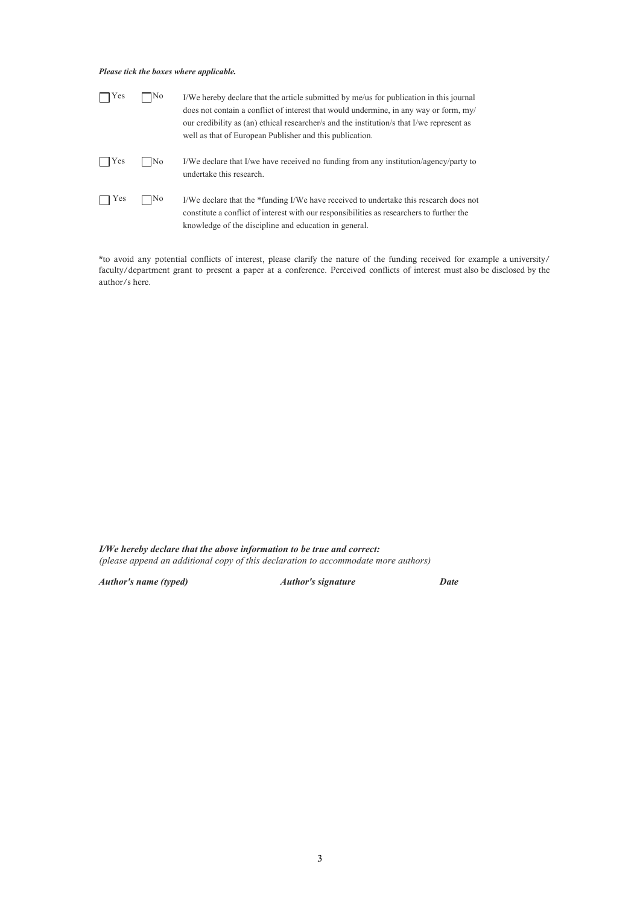***Please tick the boxes where applicable.***

☐ Yes ☐ No I/We hereby declare that the article submitted by me/us for publication in this journal does not contain a conflict of interest that would undermine, in any way or form, my/our credibility as (an) ethical researcher/s and the institution/s that I/we represent as well as that of European Publisher and this publication.

☐ Yes ☐ No I/We declare that I/we have received no funding from any institution/agency/party to undertake this research.

☐ Yes ☐ No I/We declare that the *funding I/We have received to undertake this research does not constitute a conflict of interest with our responsibilities as researchers to further the knowledge of the discipline and education in general.

*to avoid any potential conflicts of interest, please clarify the nature of the funding received for example a university/faculty/department grant to present a paper at a conference. Perceived conflicts of interest must also be disclosed by the author/s here.

***I/We hereby declare that the above information to be true and correct:***
*(please append an additional copy of this declaration to accommodate more authors)*

| ***Author's name (typed)*** | ***Author's signature*** | ***Date*** |
| --- | --- | --- |